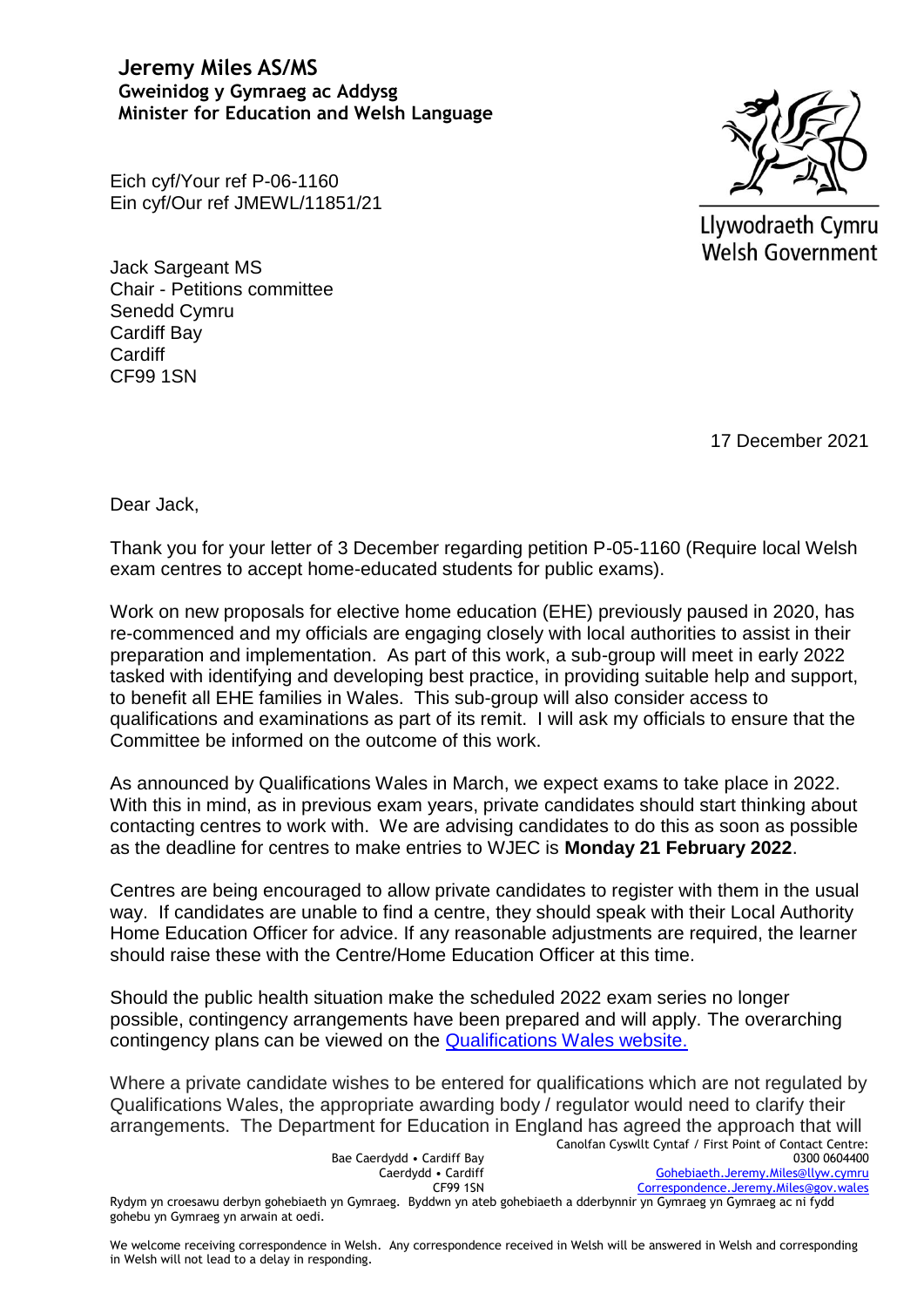**Jeremy Miles AS/MS**
**Gweinidog y Gymraeg ac Addysg**
**Minister for Education and Welsh Language**

Llywodraeth Cymru
Welsh Government

Eich cyf/Your ref P-06-1160
Ein cyf/Our ref JMEWL/11851/21

Jack Sargeant MS
Chair - Petitions committee
Senedd Cymru
Cardiff Bay
Cardiff
CF99 1SN

17 December 2021

Dear Jack,

Thank you for your letter of 3 December regarding petition P-05-1160 (Require local Welsh exam centres to accept home-educated students for public exams).

Work on new proposals for elective home education (EHE) previously paused in 2020, has re-commenced and my officials are engaging closely with local authorities to assist in their preparation and implementation. As part of this work, a sub-group will meet in early 2022 tasked with identifying and developing best practice, in providing suitable help and support, to benefit all EHE families in Wales. This sub-group will also consider access to qualifications and examinations as part of its remit. I will ask my officials to ensure that the Committee be informed on the outcome of this work.

As announced by Qualifications Wales in March, we expect exams to take place in 2022. With this in mind, as in previous exam years, private candidates should start thinking about contacting centres to work with. We are advising candidates to do this as soon as possible as the deadline for centres to make entries to WJEC is **Monday 21 February 2022**.

Centres are being encouraged to allow private candidates to register with them in the usual way. If candidates are unable to find a centre, they should speak with their Local Authority Home Education Officer for advice. If any reasonable adjustments are required, the learner should raise these with the Centre/Home Education Officer at this time.

Should the public health situation make the scheduled 2022 exam series no longer possible, contingency arrangements have been prepared and will apply. The overarching contingency plans can be viewed on the [Qualifications Wales website.]()

Where a private candidate wishes to be entered for qualifications which are not regulated by Qualifications Wales, the appropriate awarding body / regulator would need to clarify their arrangements. The Department for Education in England has agreed the approach that will

Bae Caerdydd • Cardiff Bay
Caerdydd • Cardiff
CF99 1SN

Canolfan Cyswllt Cyntaf / First Point of Contact Centre:
0300 0604400
Gohebiaeth.Jeremy.Miles@llyw.cymru
Correspondence.Jeremy.Miles@gov.wales

Rydym yn croesawu derbyn gohebiaeth yn Gymraeg. Byddwn yn ateb gohebiaeth a dderbynnir yn Gymraeg yn Gymraeg ac ni fydd gohebu yn Gymraeg yn arwain at oedi.

We welcome receiving correspondence in Welsh. Any correspondence received in Welsh will be answered in Welsh and corresponding in Welsh will not lead to a delay in responding.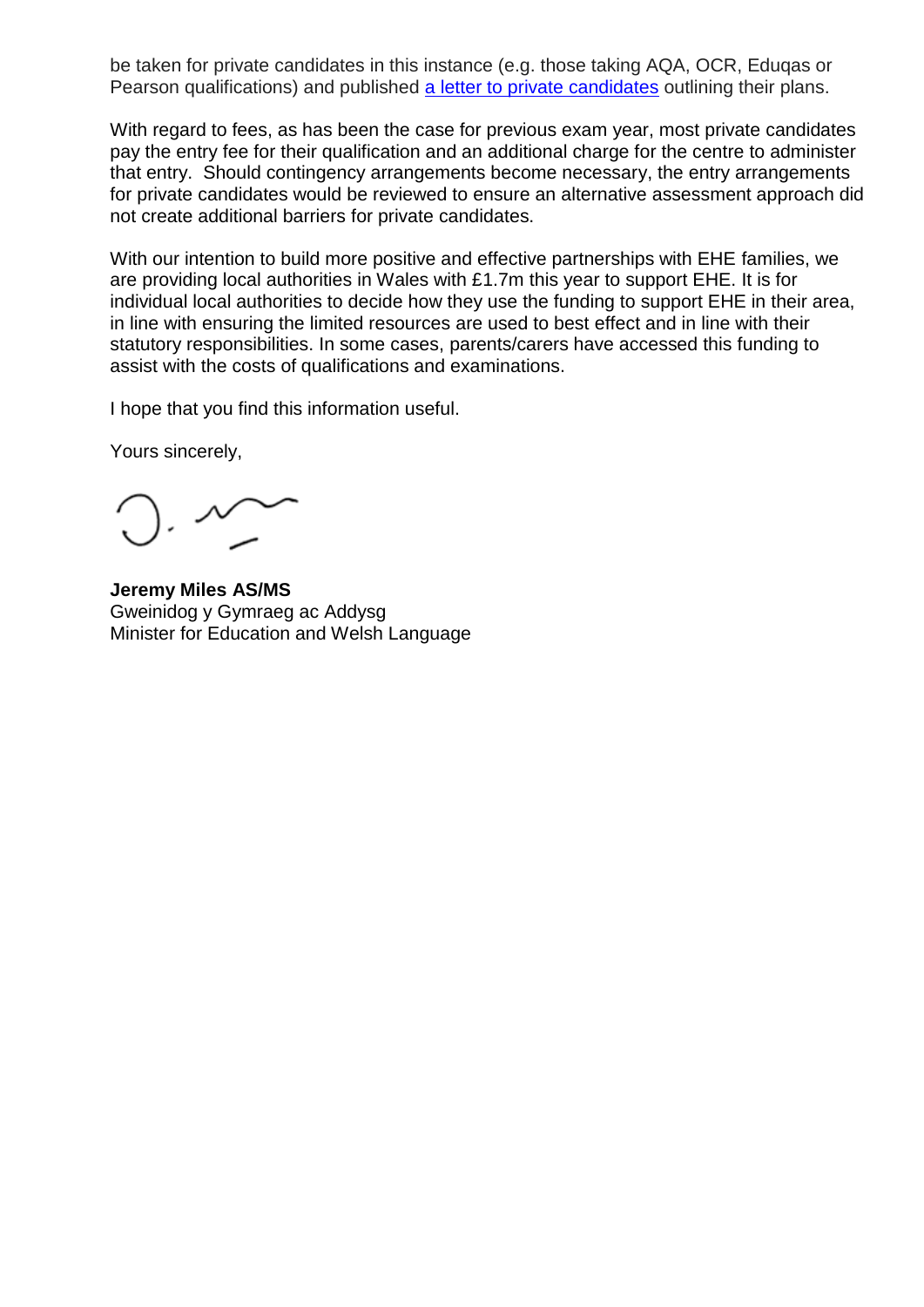be taken for private candidates in this instance (e.g. those taking AQA, OCR, Eduqas or Pearson qualifications) and published a letter to private candidates outlining their plans.

With regard to fees, as has been the case for previous exam year, most private candidates pay the entry fee for their qualification and an additional charge for the centre to administer that entry. Should contingency arrangements become necessary, the entry arrangements for private candidates would be reviewed to ensure an alternative assessment approach did not create additional barriers for private candidates.

With our intention to build more positive and effective partnerships with EHE families, we are providing local authorities in Wales with £1.7m this year to support EHE. It is for individual local authorities to decide how they use the funding to support EHE in their area, in line with ensuring the limited resources are used to best effect and in line with their statutory responsibilities. In some cases, parents/carers have accessed this funding to assist with the costs of qualifications and examinations.

I hope that you find this information useful.

Yours sincerely,

**Jeremy Miles AS/MS**
Gweinidog y Gymraeg ac Addysg
Minister for Education and Welsh Language